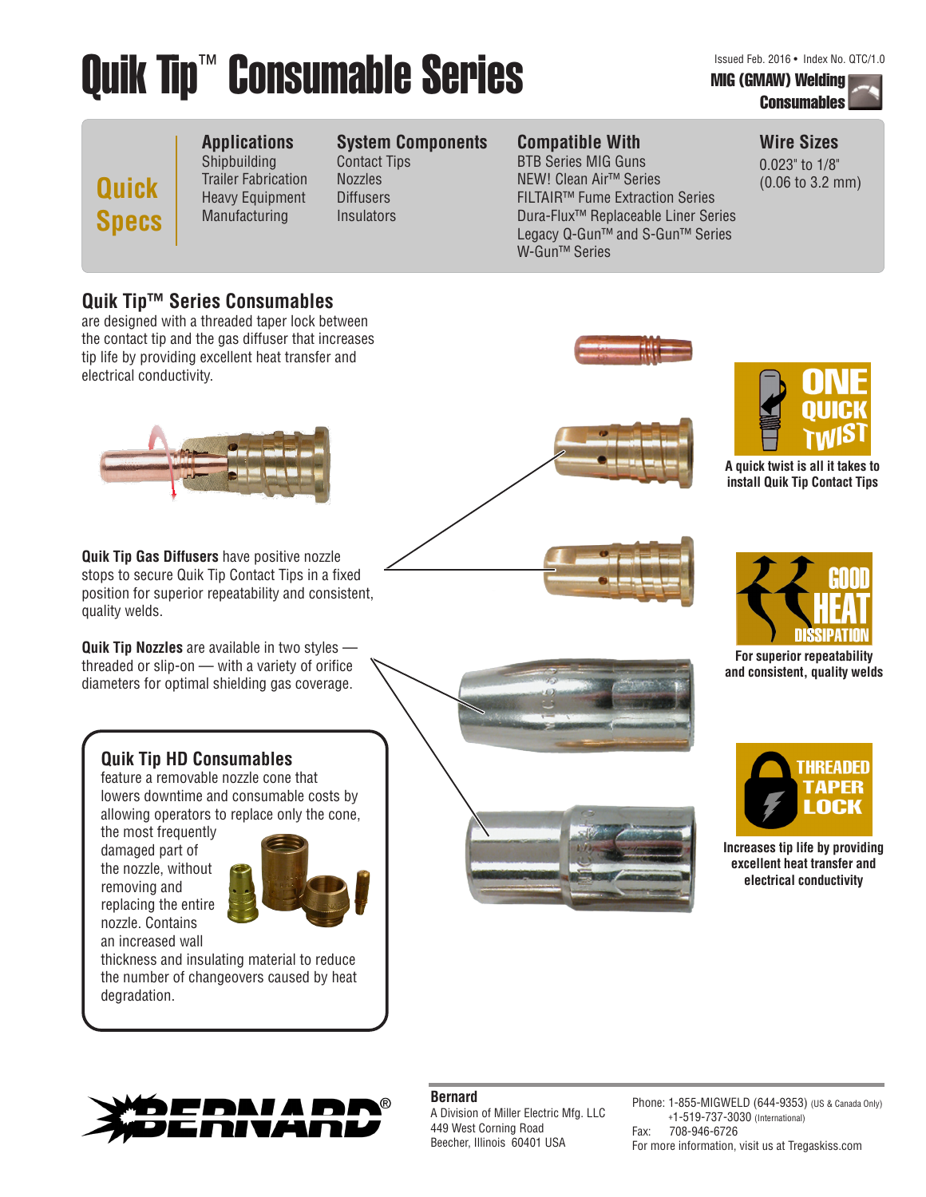# Quik Tip™ Consumable Series

Issued Feb. 2016 • Index No. QTC/1.0

**MIG (GMAW) Welding Consumables**

## Quick Specs

| Applications | System Components | Compatible With | Wire Sizes |
| --- | --- | --- | --- |
| Shipbuilding<br>Trailer Fabrication<br>Heavy Equipment<br>Manufacturing | Contact Tips<br>Nozzles<br>Diffusers<br>Insulators | BTB Series MIG Guns<br>NEW! Clean Air™ Series<br>FILTAIR™ Fume Extraction Series<br>Dura-Flux™ Replaceable Liner Series<br>Legacy Q-Gun™ and S-Gun™ Series<br>W-Gun™ Series | 0.023" to 1/8"<br>(0.06 to 3.2 mm) |

## Quik Tip™ Series Consumables

are designed with a threaded taper lock between the contact tip and the gas diffuser that increases tip life by providing excellent heat transfer and electrical conductivity.

**Quik Tip Gas Diffusers** have positive nozzle stops to secure Quik Tip Contact Tips in a fixed position for superior repeatability and consistent, quality welds.

**Quik Tip Nozzles** are available in two styles — threaded or slip-on — with a variety of orifice diameters for optimal shielding gas coverage.

### Quik Tip HD Consumables

feature a removable nozzle cone that lowers downtime and consumable costs by allowing operators to replace only the cone, the most frequently damaged part of the nozzle, without removing and replacing the entire nozzle. Contains an increased wall thickness and insulating material to reduce the number of changeovers caused by heat degradation.

**ONE QUICK TWIST**

A quick twist is all it takes to install Quik Tip Contact Tips

**GOOD HEAT DISSIPATION**

For superior repeatability and consistent, quality welds

**THREADED TAPER LOCK**

Increases tip life by providing excellent heat transfer and electrical conductivity

**BERNARD®**

**Bernard**
A Division of Miller Electric Mfg. LLC
449 West Corning Road
Beecher, Illinois 60401 USA

Phone: 1-855-MIGWELD (644-9353) (US & Canada Only)
+1-519-737-3030 (International)
Fax: 708-946-6726
For more information, visit us at Tregaskiss.com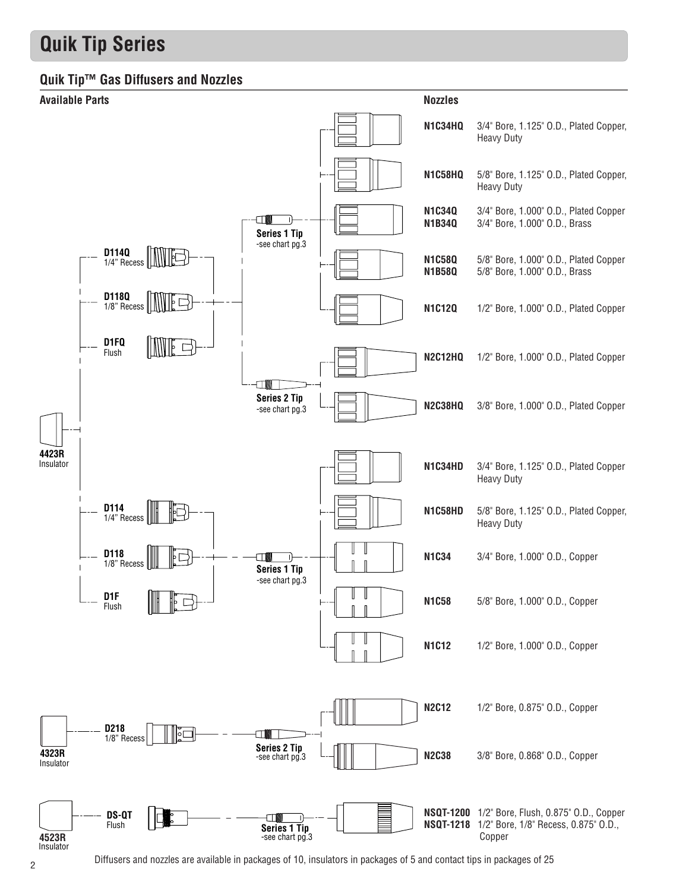# Quik Tip Series

## Quik Tip™ Gas Diffusers and Nozzles

**Available Parts**

**4423R** Insulator

**D114Q** 1/4" Recess

**D118Q** 1/8" Recess

**D1FQ** Flush

**Series 1 Tip** -see chart pg.3

**Series 2 Tip** -see chart pg.3

**D114** 1/4" Recess

**D118** 1/8" Recess

**D1F** Flush

**Series 1 Tip** -see chart pg.3

**4323R** Insulator

**D218** 1/8" Recess

**Series 2 Tip** -see chart pg.3

**4523R** Insulator

**DS-QT** Flush

**Series 1 Tip** -see chart pg.3

**Nozzles**

| Part | Description |
|---|---|
| **N1C34HQ** | 3/4" Bore, 1.125" O.D., Plated Copper, Heavy Duty |
| **N1C58HQ** | 5/8" Bore, 1.125" O.D., Plated Copper, Heavy Duty |
| **N1C34Q** | 3/4" Bore, 1.000" O.D., Plated Copper |
| **N1B34Q** | 3/4" Bore, 1.000" O.D., Brass |
| **N1C58Q** | 5/8" Bore, 1.000" O.D., Plated Copper |
| **N1B58Q** | 5/8" Bore, 1.000" O.D., Brass |
| **N1C12Q** | 1/2" Bore, 1.000" O.D., Plated Copper |
| **N2C12HQ** | 1/2" Bore, 1.000" O.D., Plated Copper |
| **N2C38HQ** | 3/8" Bore, 1.000" O.D., Plated Copper |
| **N1C34HD** | 3/4" Bore, 1.125" O.D., Plated Copper Heavy Duty |
| **N1C58HD** | 5/8" Bore, 1.125" O.D., Plated Copper, Heavy Duty |
| **N1C34** | 3/4" Bore, 1.000" O.D., Copper |
| **N1C58** | 5/8" Bore, 1.000" O.D., Copper |
| **N1C12** | 1/2" Bore, 1.000" O.D., Copper |
| **N2C12** | 1/2" Bore, 0.875" O.D., Copper |
| **N2C38** | 3/8" Bore, 0.868" O.D., Copper |
| **NSQT-1200** | 1/2" Bore, Flush, 0.875" O.D., Copper |
| **NSQT-1218** | 1/2" Bore, 1/8" Recess, 0.875" O.D., Copper |

Diffusers and nozzles are available in packages of 10, insulators in packages of 5 and contact tips in packages of 25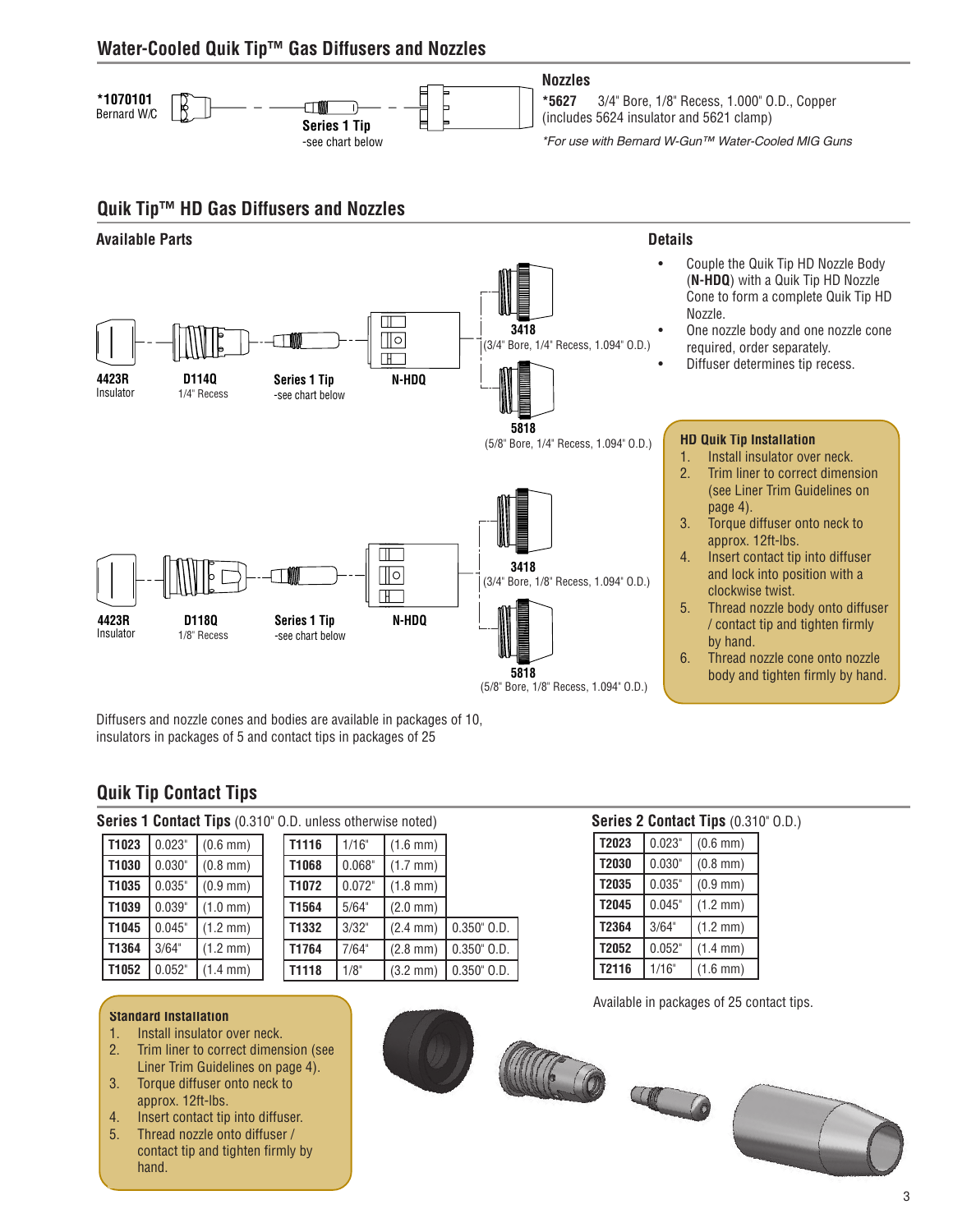## Water-Cooled Quik Tip™ Gas Diffusers and Nozzles

**\*1070101**
Bernard W/C

**Series 1 Tip**
-see chart below

### Nozzles

**\*5627** 3/4" Bore, 1/8" Recess, 1.000" O.D., Copper (includes 5624 insulator and 5621 clamp)

*\*For use with Bernard W-Gun™ Water-Cooled MIG Guns*

## Quik Tip™ HD Gas Diffusers and Nozzles

### Available Parts

**4423R**
Insulator

**D114Q**
1/4" Recess

**Series 1 Tip**
-see chart below

**N-HDQ**

**3418**
(3/4" Bore, 1/4" Recess, 1.094" O.D.)

**5818**
(5/8" Bore, 1/4" Recess, 1.094" O.D.)

**4423R**
Insulator

**D118Q**
1/8" Recess

**Series 1 Tip**
-see chart below

**N-HDQ**

**3418**
(3/4" Bore, 1/8" Recess, 1.094" O.D.)

**5818**
(5/8" Bore, 1/8" Recess, 1.094" O.D.)

### Details

- Couple the Quik Tip HD Nozzle Body (**N-HDQ**) with a Quik Tip HD Nozzle Cone to form a complete Quik Tip HD Nozzle.
- One nozzle body and one nozzle cone required, order separately.
- Diffuser determines tip recess.

**HD Quik Tip Installation**

1. Install insulator over neck.
2. Trim liner to correct dimension (see Liner Trim Guidelines on page 4).
3. Torque diffuser onto neck to approx. 12ft-lbs.
4. Insert contact tip into diffuser and lock into position with a clockwise twist.
5. Thread nozzle body onto diffuser / contact tip and tighten firmly by hand.
6. Thread nozzle cone onto nozzle body and tighten firmly by hand.

Diffusers and nozzle cones and bodies are available in packages of 10, insulators in packages of 5 and contact tips in packages of 25

## Quik Tip Contact Tips

**Series 1 Contact Tips** (0.310" O.D. unless otherwise noted)

| | | | |
|---|---|---|---|
| **T1023** | 0.023" | (0.6 mm) | |
| **T1030** | 0.030" | (0.8 mm) | |
| **T1035** | 0.035" | (0.9 mm) | |
| **T1039** | 0.039" | (1.0 mm) | |
| **T1045** | 0.045" | (1.2 mm) | |
| **T1364** | 3/64" | (1.2 mm) | |
| **T1052** | 0.052" | (1.4 mm) | |
| **T1116** | 1/16" | (1.6 mm) | |
| **T1068** | 0.068" | (1.7 mm) | |
| **T1072** | 0.072" | (1.8 mm) | |
| **T1564** | 5/64" | (2.0 mm) | |
| **T1332** | 3/32" | (2.4 mm) | 0.350" O.D. |
| **T1764** | 7/64" | (2.8 mm) | 0.350" O.D. |
| **T1118** | 1/8" | (3.2 mm) | 0.350" O.D. |

**Series 2 Contact Tips** (0.310" O.D.)

| | | |
|---|---|---|
| **T2023** | 0.023" | (0.6 mm) |
| **T2030** | 0.030" | (0.8 mm) |
| **T2035** | 0.035" | (0.9 mm) |
| **T2045** | 0.045" | (1.2 mm) |
| **T2364** | 3/64" | (1.2 mm) |
| **T2052** | 0.052" | (1.4 mm) |
| **T2116** | 1/16" | (1.6 mm) |

Available in packages of 25 contact tips.

**Standard Installation**

1. Install insulator over neck.
2. Trim liner to correct dimension (see Liner Trim Guidelines on page 4).
3. Torque diffuser onto neck to approx. 12ft-lbs.
4. Insert contact tip into diffuser.
5. Thread nozzle onto diffuser / contact tip and tighten firmly by hand.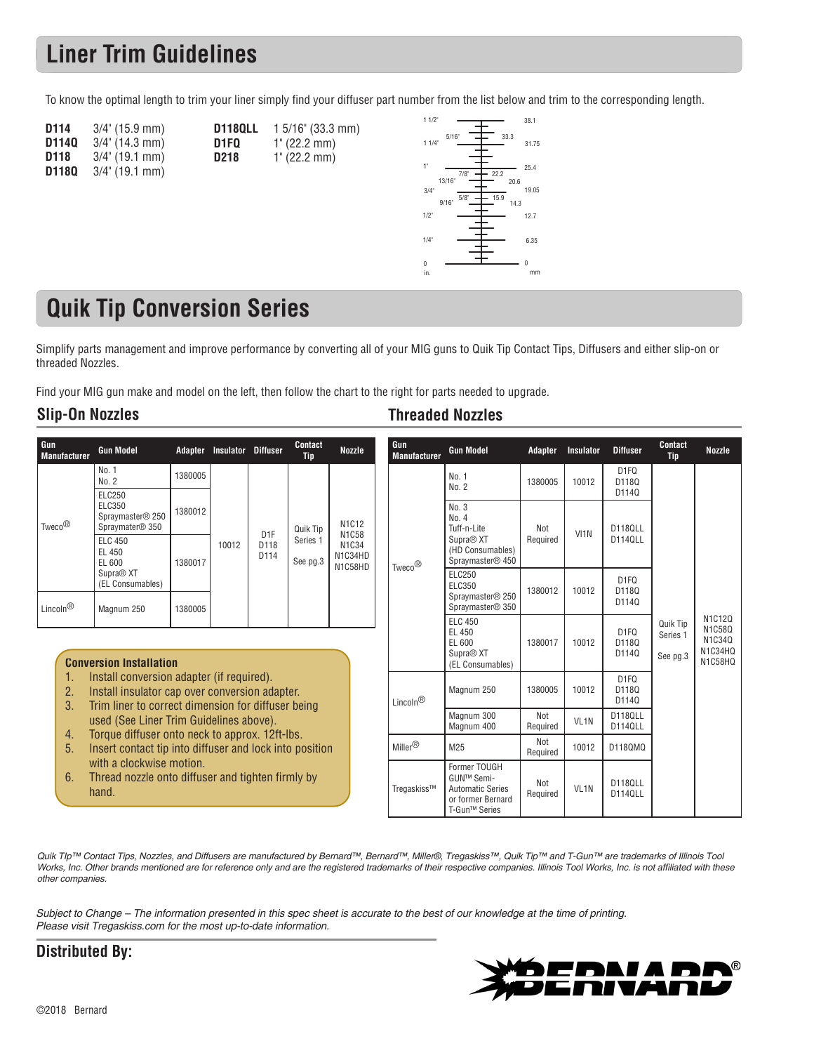# Liner Trim Guidelines

To know the optimal length to trim your liner simply find your diffuser part number from the list below and trim to the corresponding length.

| | |
|---|---|
| **D114** | 3/4" (15.9 mm) |
| **D114Q** | 3/4" (14.3 mm) |
| **D118** | 3/4" (19.1 mm) |
| **D118Q** | 3/4" (19.1 mm) |
| **D118QLL** | 1 5/16" (33.3 mm) |
| **D1FQ** | 1" (22.2 mm) |
| **D218** | 1" (22.2 mm) |

1 1/2" 38.1
5/16" 33.3
1 1/4" 31.75
1" 25.4
7/8" 22.2
13/16" 20.6
3/4" 19.05
5/8" 15.9
9/16" 14.3
1/2" 12.7
1/4" 6.35
0 0
in. mm

# Quik Tip Conversion Series

Simplify parts management and improve performance by converting all of your MIG guns to Quik Tip Contact Tips, Diffusers and either slip-on or threaded Nozzles.

Find your MIG gun make and model on the left, then follow the chart to the right for parts needed to upgrade.

## Slip-On Nozzles

| Gun Manufacturer | Gun Model | Adapter | Insulator | Diffuser | Contact Tip | Nozzle |
|---|---|---|---|---|---|---|
| Tweco® | No. 1<br>No. 2 | 1380005 | 10012 | D1F<br>D118<br>D114 | Quik Tip Series 1<br>See pg.3 | N1C12<br>N1C58<br>N1C34<br>N1C34HD<br>N1C58HD |
| | ELC250<br>ELC350<br>Spraymaster® 250<br>Spraymater® 350 | 1380012 | | | | |
| | ELC 450<br>EL 450<br>EL 600<br>Supra® XT<br>(EL Consumables) | 1380017 | | | | |
| Lincoln® | Magnum 250 | 1380005 | | | | |

**Conversion Installation**

1. Install conversion adapter (if required).
2. Install insulator cap over conversion adapter.
3. Trim liner to correct dimension for diffuser being used (See Liner Trim Guidelines above).
4. Torque diffuser onto neck to approx. 12ft-lbs.
5. Insert contact tip into diffuser and lock into position with a clockwise motion.
6. Thread nozzle onto diffuser and tighten firmly by hand.

## Threaded Nozzles

| Gun Manufacturer | Gun Model | Adapter | Insulator | Diffuser | Contact Tip | Nozzle |
|---|---|---|---|---|---|---|
| Tweco® | No. 1<br>No. 2 | 1380005 | 10012 | D1FQ<br>D118Q<br>D114Q | Quik Tip Series 1<br>See pg.3 | N1C12Q<br>N1C58Q<br>N1C34Q<br>N1C34HQ<br>N1C58HQ |
| | No. 3<br>No. 4<br>Tuff-n-Lite<br>Supra® XT<br>(HD Consumables)<br>Spraymaster® 450 | Not Required | VI1N | D118QLL<br>D114QLL | | |
| | ELC250<br>ELC350<br>Spraymaster® 250<br>Spraymaster® 350 | 1380012 | 10012 | D1FQ<br>D118Q<br>D114Q | | |
| | ELC 450<br>EL 450<br>EL 600<br>Supra® XT<br>(EL Consumables) | 1380017 | 10012 | D1FQ<br>D118Q<br>D114Q | | |
| Lincoln® | Magnum 250 | 1380005 | 10012 | D1FQ<br>D118Q<br>D114Q | | |
| | Magnum 300<br>Magnum 400 | Not Required | VL1N | D118QLL<br>D114QLL | | |
| Miller® | M25 | Not Required | 10012 | D118QMQ | | |
| Tregaskiss™ | Former TOUGH GUN™ Semi-Automatic Series or former Bernard T-Gun™ Series | Not Required | VL1N | D118QLL<br>D114QLL | | |

*Quik TIp™ Contact Tips, Nozzles, and Diffusers are manufactured by Bernard™, Bernard™, Miller®, Tregaskiss™, Quik Tip™ and T-Gun™ are trademarks of Illinois Tool Works, Inc. Other brands mentioned are for reference only and are the registered trademarks of their respective companies. Illinois Tool Works, Inc. is not affiliated with these other companies.*

*Subject to Change – The information presented in this spec sheet is accurate to the best of our knowledge at the time of printing. Please visit Tregaskiss.com for the most up-to-date information.*

**Distributed By:**

BERNARD®

©2018 Bernard